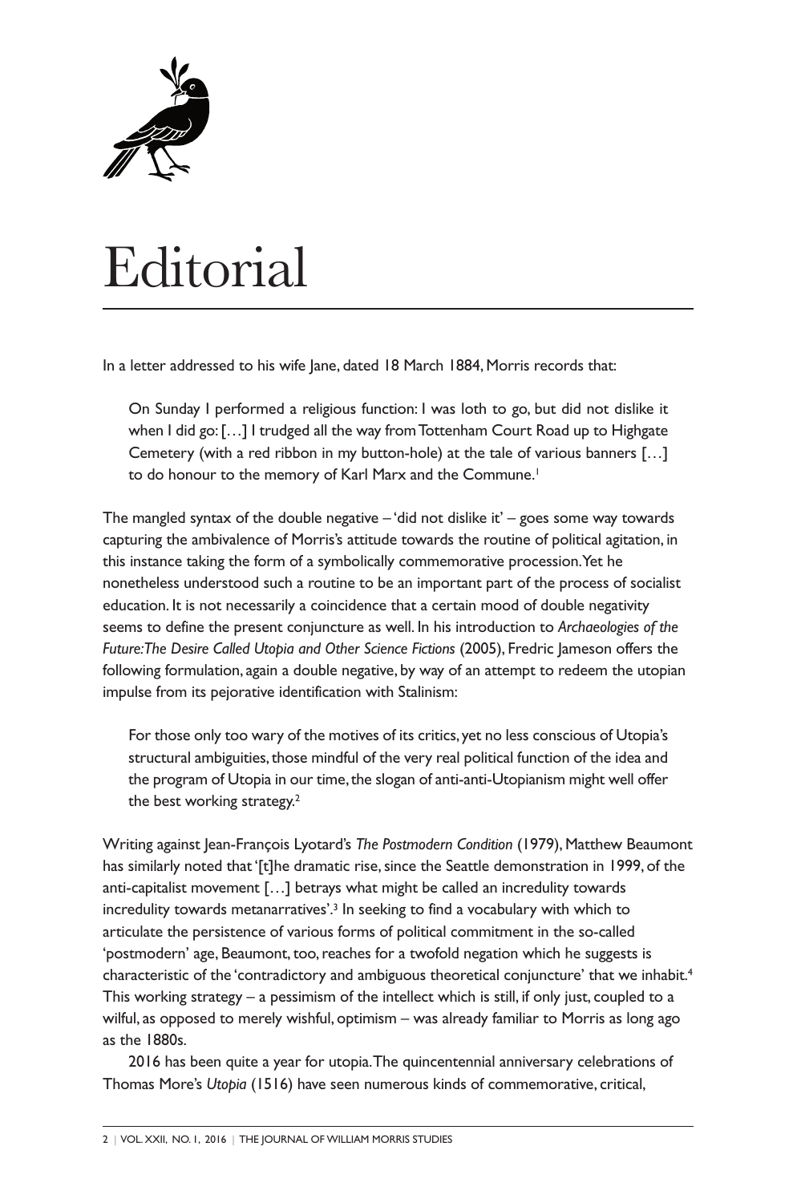# Editorial

In a letter addressed to his wife Jane, dated 18 March 1884, Morris records that:

> On Sunday I performed a religious function: I was loth to go, but did not dislike it when I did go: […] I trudged all the way from Tottenham Court Road up to Highgate Cemetery (with a red ribbon in my button-hole) at the tale of various banners […] to do honour to the memory of Karl Marx and the Commune.[1]

The mangled syntax of the double negative – 'did not dislike it' – goes some way towards capturing the ambivalence of Morris's attitude towards the routine of political agitation, in this instance taking the form of a symbolically commemorative procession. Yet he nonetheless understood such a routine to be an important part of the process of socialist education. It is not necessarily a coincidence that a certain mood of double negativity seems to define the present conjuncture as well. In his introduction to *Archaeologies of the Future: The Desire Called Utopia and Other Science Fictions* (2005), Fredric Jameson offers the following formulation, again a double negative, by way of an attempt to redeem the utopian impulse from its pejorative identification with Stalinism:

> For those only too wary of the motives of its critics, yet no less conscious of Utopia's structural ambiguities, those mindful of the very real political function of the idea and the program of Utopia in our time, the slogan of anti-anti-Utopianism might well offer the best working strategy.[2]

Writing against Jean-François Lyotard's *The Postmodern Condition* (1979), Matthew Beaumont has similarly noted that '[t]he dramatic rise, since the Seattle demonstration in 1999, of the anti-capitalist movement […] betrays what might be called an incredulity towards incredulity towards metanarratives'.[3] In seeking to find a vocabulary with which to articulate the persistence of various forms of political commitment in the so-called 'postmodern' age, Beaumont, too, reaches for a twofold negation which he suggests is characteristic of the 'contradictory and ambiguous theoretical conjuncture' that we inhabit.[4] This working strategy – a pessimism of the intellect which is still, if only just, coupled to a wilful, as opposed to merely wishful, optimism – was already familiar to Morris as long ago as the 1880s.

2016 has been quite a year for utopia. The quincentennial anniversary celebrations of Thomas More's *Utopia* (1516) have seen numerous kinds of commemorative, critical,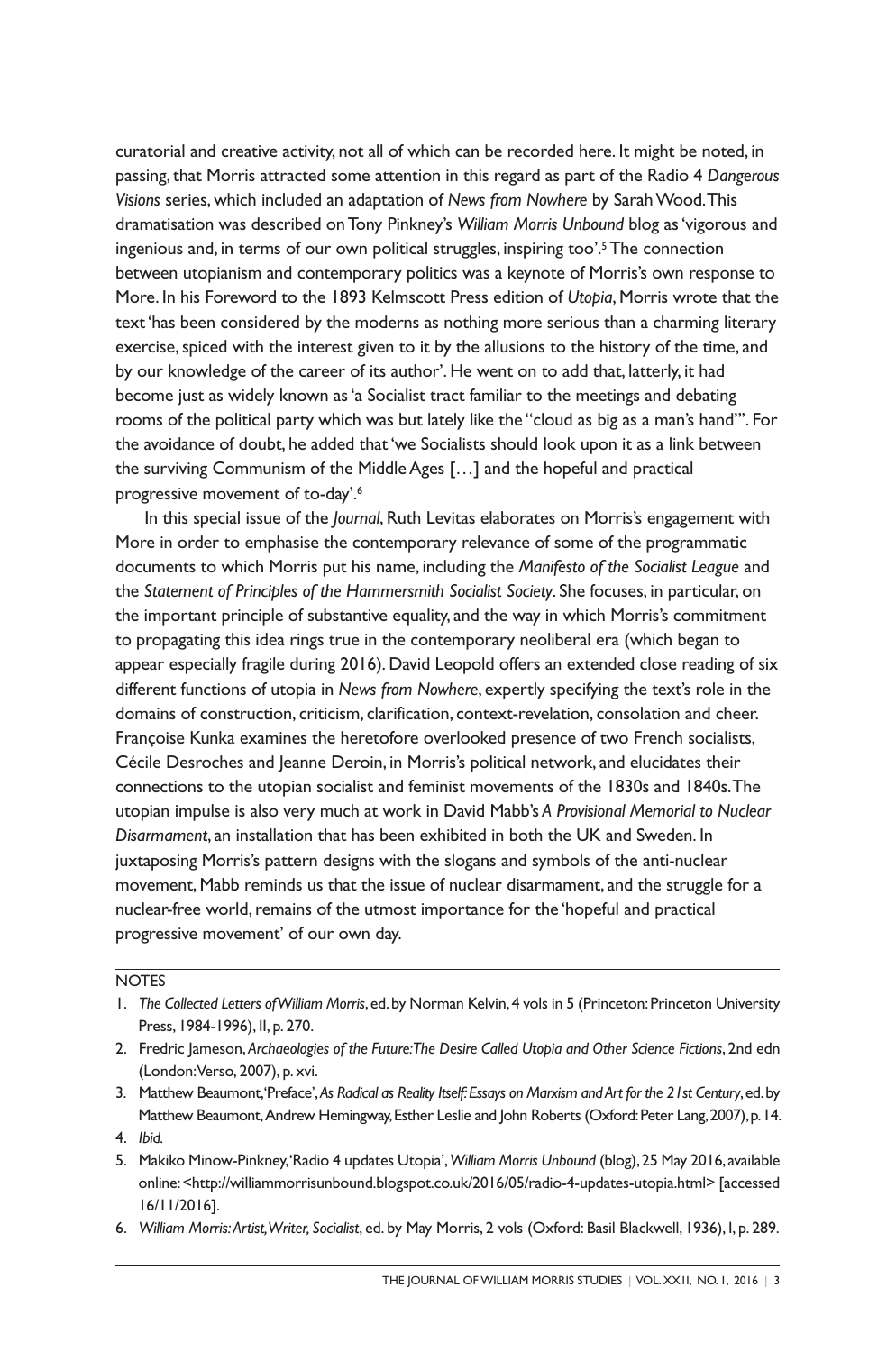curatorial and creative activity, not all of which can be recorded here. It might be noted, in passing, that Morris attracted some attention in this regard as part of the Radio 4 *Dangerous Visions* series, which included an adaptation of *News from Nowhere* by Sarah Wood. This dramatisation was described on Tony Pinkney's *William Morris Unbound* blog as 'vigorous and ingenious and, in terms of our own political struggles, inspiring too'.[5] The connection between utopianism and contemporary politics was a keynote of Morris's own response to More. In his Foreword to the 1893 Kelmscott Press edition of *Utopia*, Morris wrote that the text 'has been considered by the moderns as nothing more serious than a charming literary exercise, spiced with the interest given to it by the allusions to the history of the time, and by our knowledge of the career of its author'. He went on to add that, latterly, it had become just as widely known as 'a Socialist tract familiar to the meetings and debating rooms of the political party which was but lately like the "cloud as big as a man's hand"'. For the avoidance of doubt, he added that 'we Socialists should look upon it as a link between the surviving Communism of the Middle Ages […] and the hopeful and practical progressive movement of to-day'.[6]

In this special issue of the *Journal*, Ruth Levitas elaborates on Morris's engagement with More in order to emphasise the contemporary relevance of some of the programmatic documents to which Morris put his name, including the *Manifesto of the Socialist League* and the *Statement of Principles of the Hammersmith Socialist Society*. She focuses, in particular, on the important principle of substantive equality, and the way in which Morris's commitment to propagating this idea rings true in the contemporary neoliberal era (which began to appear especially fragile during 2016). David Leopold offers an extended close reading of six different functions of utopia in *News from Nowhere*, expertly specifying the text's role in the domains of construction, criticism, clarification, context-revelation, consolation and cheer. Françoise Kunka examines the heretofore overlooked presence of two French socialists, Cécile Desroches and Jeanne Deroin, in Morris's political network, and elucidates their connections to the utopian socialist and feminist movements of the 1830s and 1840s. The utopian impulse is also very much at work in David Mabb's *A Provisional Memorial to Nuclear Disarmament*, an installation that has been exhibited in both the UK and Sweden. In juxtaposing Morris's pattern designs with the slogans and symbols of the anti-nuclear movement, Mabb reminds us that the issue of nuclear disarmament, and the struggle for a nuclear-free world, remains of the utmost importance for the 'hopeful and practical progressive movement' of our own day.

NOTES

1. *The Collected Letters of William Morris*, ed. by Norman Kelvin, 4 vols in 5 (Princeton: Princeton University Press, 1984-1996), II, p. 270.
2. Fredric Jameson, *Archaeologies of the Future: The Desire Called Utopia and Other Science Fictions*, 2nd edn (London: Verso, 2007), p. xvi.
3. Matthew Beaumont, 'Preface', *As Radical as Reality Itself: Essays on Marxism and Art for the 21st Century*, ed. by Matthew Beaumont, Andrew Hemingway, Esther Leslie and John Roberts (Oxford: Peter Lang, 2007), p. 14.
4. *Ibid.*
5. Makiko Minow-Pinkney, 'Radio 4 updates Utopia', *William Morris Unbound* (blog), 25 May 2016, available online: <http://williammorrisunbound.blogspot.co.uk/2016/05/radio-4-updates-utopia.html> [accessed 16/11/2016].
6. *William Morris: Artist, Writer, Socialist*, ed. by May Morris, 2 vols (Oxford: Basil Blackwell, 1936), I, p. 289.